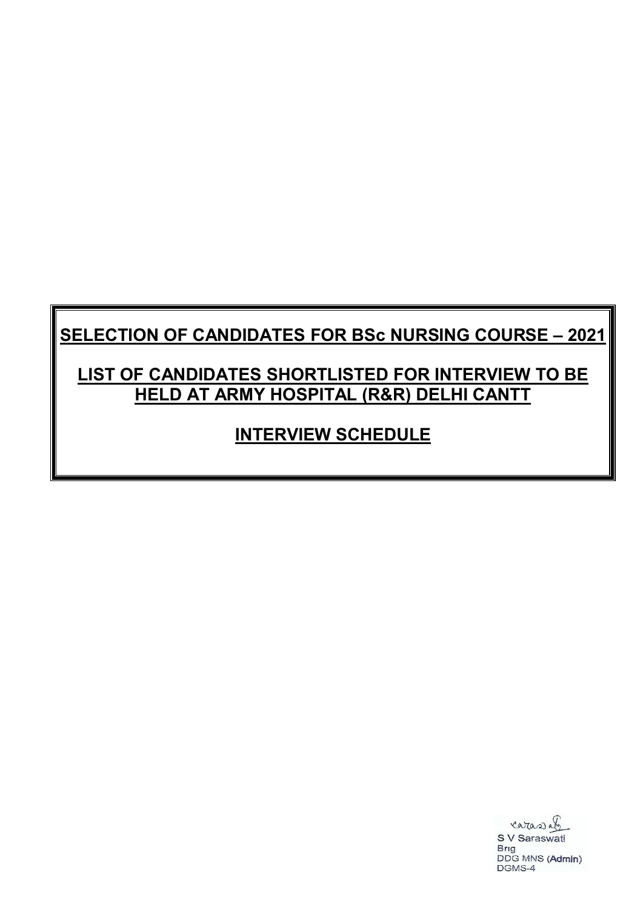# SELECTION OF CANDIDATES FOR BSc NURSING COURSE – 2021

## LIST OF CANDIDATES SHORTLISTED FOR INTERVIEW TO BE HELD AT ARMY HOSPITAL (R&R) DELHI CANTT

## INTERVIEW SCHEDULE

S V Saraswati
Brig
DDG MNS (Admin)
DGMS-4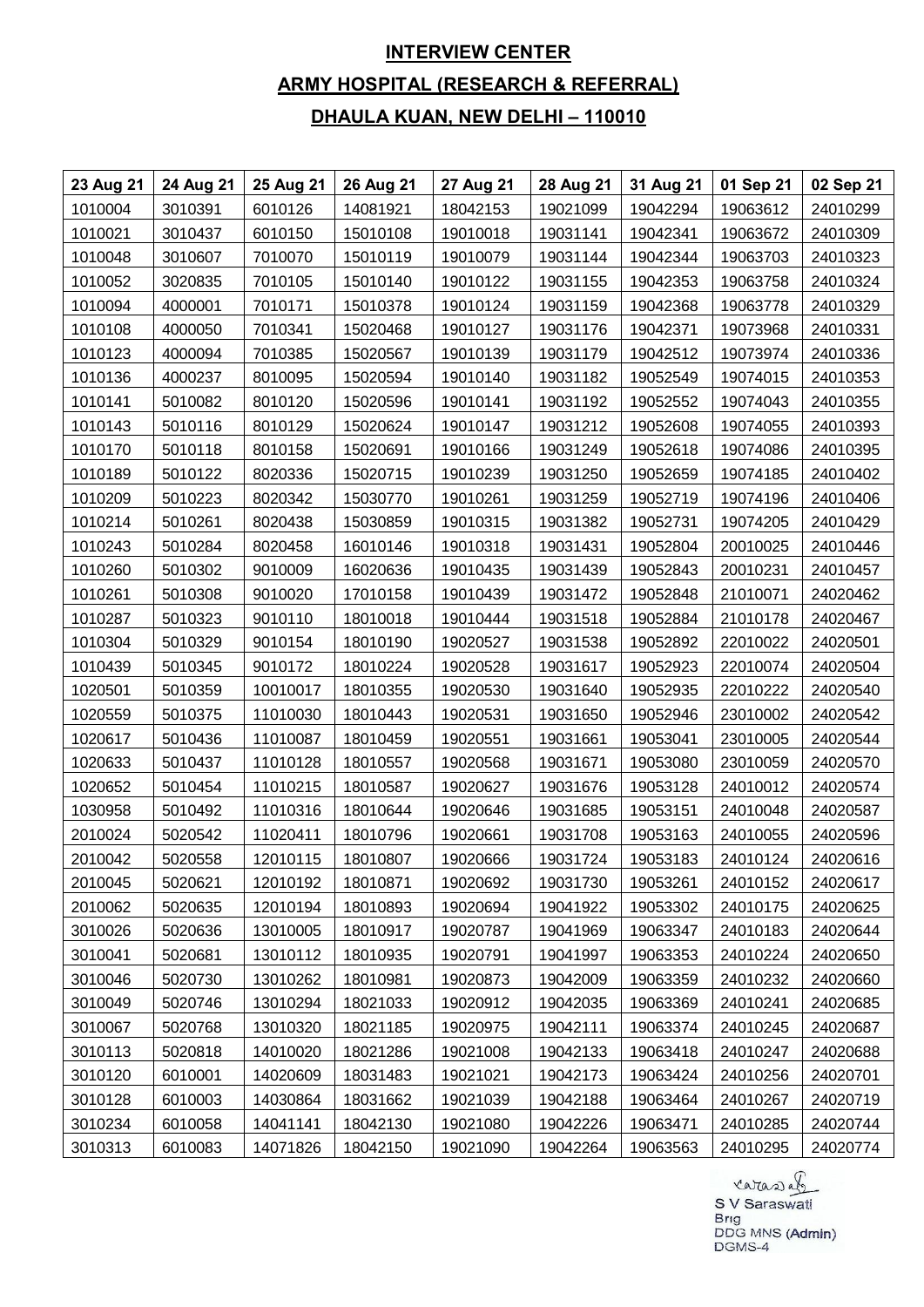**INTERVIEW CENTER**

**ARMY HOSPITAL (RESEARCH & REFERRAL)**

**DHAULA KUAN, NEW DELHI – 110010**

| 23 Aug 21 | 24 Aug 21 | 25 Aug 21 | 26 Aug 21 | 27 Aug 21 | 28 Aug 21 | 31 Aug 21 | 01 Sep 21 | 02 Sep 21 |
|---|---|---|---|---|---|---|---|---|
| 1010004 | 3010391 | 6010126 | 14081921 | 18042153 | 19021099 | 19042294 | 19063612 | 24010299 |
| 1010021 | 3010437 | 6010150 | 15010108 | 19010018 | 19031141 | 19042341 | 19063672 | 24010309 |
| 1010048 | 3010607 | 7010070 | 15010119 | 19010079 | 19031144 | 19042344 | 19063703 | 24010323 |
| 1010052 | 3020835 | 7010105 | 15010140 | 19010122 | 19031155 | 19042353 | 19063758 | 24010324 |
| 1010094 | 4000001 | 7010171 | 15010378 | 19010124 | 19031159 | 19042368 | 19063778 | 24010329 |
| 1010108 | 4000050 | 7010341 | 15020468 | 19010127 | 19031176 | 19042371 | 19073968 | 24010331 |
| 1010123 | 4000094 | 7010385 | 15020567 | 19010139 | 19031179 | 19042512 | 19073974 | 24010336 |
| 1010136 | 4000237 | 8010095 | 15020594 | 19010140 | 19031182 | 19052549 | 19074015 | 24010353 |
| 1010141 | 5010082 | 8010120 | 15020596 | 19010141 | 19031192 | 19052552 | 19074043 | 24010355 |
| 1010143 | 5010116 | 8010129 | 15020624 | 19010147 | 19031212 | 19052608 | 19074055 | 24010393 |
| 1010170 | 5010118 | 8010158 | 15020691 | 19010166 | 19031249 | 19052618 | 19074086 | 24010395 |
| 1010189 | 5010122 | 8020336 | 15020715 | 19010239 | 19031250 | 19052659 | 19074185 | 24010402 |
| 1010209 | 5010223 | 8020342 | 15030770 | 19010261 | 19031259 | 19052719 | 19074196 | 24010406 |
| 1010214 | 5010261 | 8020438 | 15030859 | 19010315 | 19031382 | 19052731 | 19074205 | 24010429 |
| 1010243 | 5010284 | 8020458 | 16010146 | 19010318 | 19031431 | 19052804 | 20010025 | 24010446 |
| 1010260 | 5010302 | 9010009 | 16020636 | 19010435 | 19031439 | 19052843 | 20010231 | 24010457 |
| 1010261 | 5010308 | 9010020 | 17010158 | 19010439 | 19031472 | 19052848 | 21010071 | 24020462 |
| 1010287 | 5010323 | 9010110 | 18010018 | 19010444 | 19031518 | 19052884 | 21010178 | 24020467 |
| 1010304 | 5010329 | 9010154 | 18010190 | 19020527 | 19031538 | 19052892 | 22010022 | 24020501 |
| 1010439 | 5010345 | 9010172 | 18010224 | 19020528 | 19031617 | 19052923 | 22010074 | 24020504 |
| 1020501 | 5010359 | 10010017 | 18010355 | 19020530 | 19031640 | 19052935 | 22010222 | 24020540 |
| 1020559 | 5010375 | 11010030 | 18010443 | 19020531 | 19031650 | 19052946 | 23010002 | 24020542 |
| 1020617 | 5010436 | 11010087 | 18010459 | 19020551 | 19031661 | 19053041 | 23010005 | 24020544 |
| 1020633 | 5010437 | 11010128 | 18010557 | 19020568 | 19031671 | 19053080 | 23010059 | 24020570 |
| 1020652 | 5010454 | 11010215 | 18010587 | 19020627 | 19031676 | 19053128 | 24010012 | 24020574 |
| 1030958 | 5010492 | 11010316 | 18010644 | 19020646 | 19031685 | 19053151 | 24010048 | 24020587 |
| 2010024 | 5020542 | 11020411 | 18010796 | 19020661 | 19031708 | 19053163 | 24010055 | 24020596 |
| 2010042 | 5020558 | 12010115 | 18010807 | 19020666 | 19031724 | 19053183 | 24010124 | 24020616 |
| 2010045 | 5020621 | 12010192 | 18010871 | 19020692 | 19031730 | 19053261 | 24010152 | 24020617 |
| 2010062 | 5020635 | 12010194 | 18010893 | 19020694 | 19041922 | 19053302 | 24010175 | 24020625 |
| 3010026 | 5020636 | 13010005 | 18010917 | 19020787 | 19041969 | 19063347 | 24010183 | 24020644 |
| 3010041 | 5020681 | 13010112 | 18010935 | 19020791 | 19041997 | 19063353 | 24010224 | 24020650 |
| 3010046 | 5020730 | 13010262 | 18010981 | 19020873 | 19042009 | 19063359 | 24010232 | 24020660 |
| 3010049 | 5020746 | 13010294 | 18021033 | 19020912 | 19042035 | 19063369 | 24010241 | 24020685 |
| 3010067 | 5020768 | 13010320 | 18021185 | 19020975 | 19042111 | 19063374 | 24010245 | 24020687 |
| 3010113 | 5020818 | 14010020 | 18021286 | 19021008 | 19042133 | 19063418 | 24010247 | 24020688 |
| 3010120 | 6010001 | 14020609 | 18031483 | 19021021 | 19042173 | 19063424 | 24010256 | 24020701 |
| 3010128 | 6010003 | 14030864 | 18031662 | 19021039 | 19042188 | 19063464 | 24010267 | 24020719 |
| 3010234 | 6010058 | 14041141 | 18042130 | 19021080 | 19042226 | 19063471 | 24010285 | 24020744 |
| 3010313 | 6010083 | 14071826 | 18042150 | 19021090 | 19042264 | 19063563 | 24010295 | 24020774 |

S V Saraswati
Brig
DDG MNS (Admin)
DGMS-4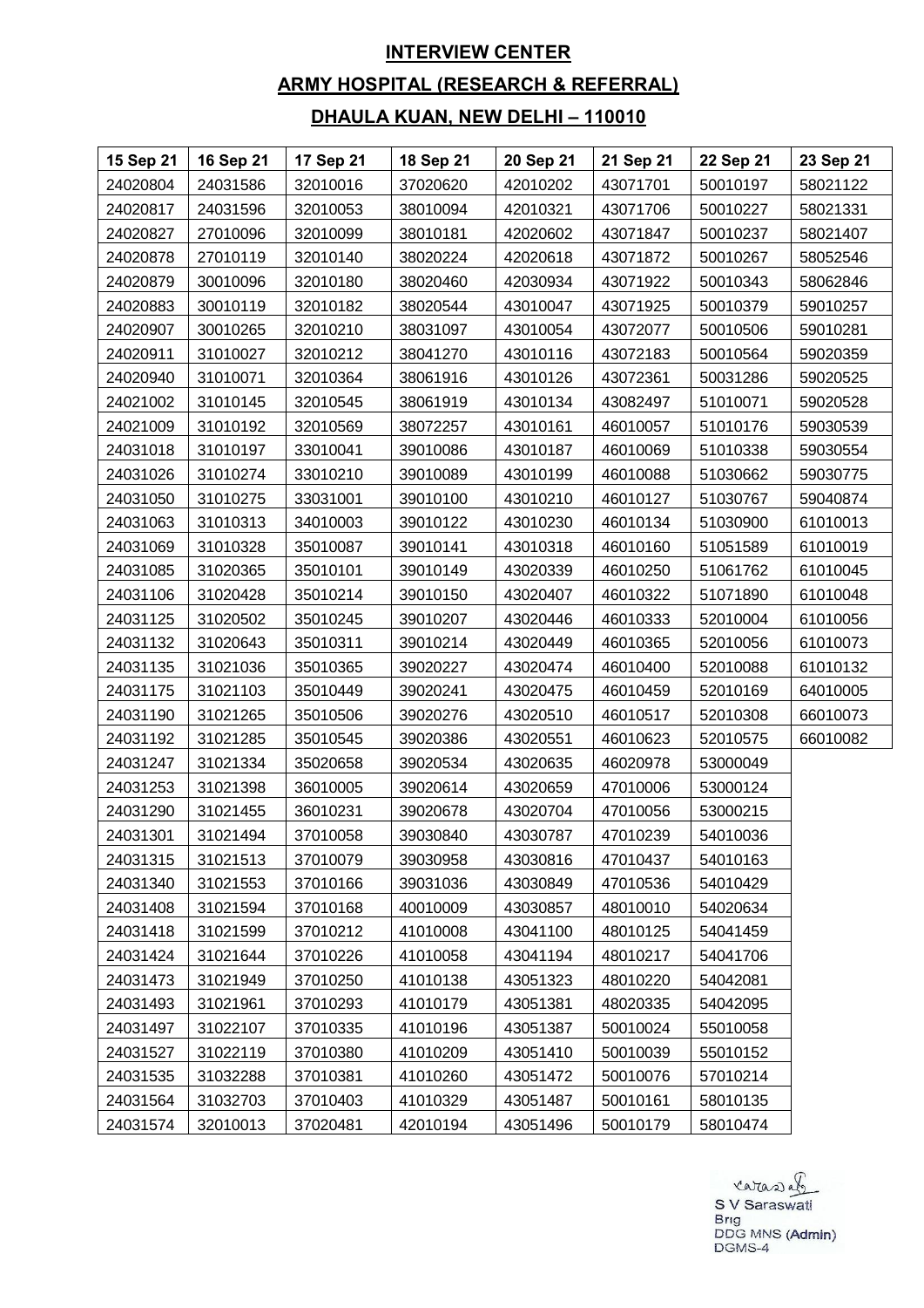**INTERVIEW CENTER**

**ARMY HOSPITAL (RESEARCH & REFERRAL)**

**DHAULA KUAN, NEW DELHI – 110010**

| 15 Sep 21 | 16 Sep 21 | 17 Sep 21 | 18 Sep 21 | 20 Sep 21 | 21 Sep 21 | 22 Sep 21 | 23 Sep 21 |
|---|---|---|---|---|---|---|---|
| 24020804 | 24031586 | 32010016 | 37020620 | 42010202 | 43071701 | 50010197 | 58021122 |
| 24020817 | 24031596 | 32010053 | 38010094 | 42010321 | 43071706 | 50010227 | 58021331 |
| 24020827 | 27010096 | 32010099 | 38010181 | 42020602 | 43071847 | 50010237 | 58021407 |
| 24020878 | 27010119 | 32010140 | 38020224 | 42020618 | 43071872 | 50010267 | 58052546 |
| 24020879 | 30010096 | 32010180 | 38020460 | 42030934 | 43071922 | 50010343 | 58062846 |
| 24020883 | 30010119 | 32010182 | 38020544 | 43010047 | 43071925 | 50010379 | 59010257 |
| 24020907 | 30010265 | 32010210 | 38031097 | 43010054 | 43072077 | 50010506 | 59010281 |
| 24020911 | 31010027 | 32010212 | 38041270 | 43010116 | 43072183 | 50010564 | 59020359 |
| 24020940 | 31010071 | 32010364 | 38061916 | 43010126 | 43072361 | 50031286 | 59020525 |
| 24021002 | 31010145 | 32010545 | 38061919 | 43010134 | 43082497 | 51010071 | 59020528 |
| 24021009 | 31010192 | 32010569 | 38072257 | 43010161 | 46010057 | 51010176 | 59030539 |
| 24031018 | 31010197 | 33010041 | 39010086 | 43010187 | 46010069 | 51010338 | 59030554 |
| 24031026 | 31010274 | 33010210 | 39010089 | 43010199 | 46010088 | 51030662 | 59030775 |
| 24031050 | 31010275 | 33031001 | 39010100 | 43010210 | 46010127 | 51030767 | 59040874 |
| 24031063 | 31010313 | 34010003 | 39010122 | 43010230 | 46010134 | 51030900 | 61010013 |
| 24031069 | 31010328 | 35010087 | 39010141 | 43010318 | 46010160 | 51051589 | 61010019 |
| 24031085 | 31020365 | 35010101 | 39010149 | 43020339 | 46010250 | 51061762 | 61010045 |
| 24031106 | 31020428 | 35010214 | 39010150 | 43020407 | 46010322 | 51071890 | 61010048 |
| 24031125 | 31020502 | 35010245 | 39010207 | 43020446 | 46010333 | 52010004 | 61010056 |
| 24031132 | 31020643 | 35010311 | 39010214 | 43020449 | 46010365 | 52010056 | 61010073 |
| 24031135 | 31021036 | 35010365 | 39020227 | 43020474 | 46010400 | 52010088 | 61010132 |
| 24031175 | 31021103 | 35010449 | 39020241 | 43020475 | 46010459 | 52010169 | 64010005 |
| 24031190 | 31021265 | 35010506 | 39020276 | 43020510 | 46010517 | 52010308 | 66010073 |
| 24031192 | 31021285 | 35010545 | 39020386 | 43020551 | 46010623 | 52010575 | 66010082 |
| 24031247 | 31021334 | 35020658 | 39020534 | 43020635 | 46020978 | 53000049 | |
| 24031253 | 31021398 | 36010005 | 39020614 | 43020659 | 47010006 | 53000124 | |
| 24031290 | 31021455 | 36010231 | 39020678 | 43020704 | 47010056 | 53000215 | |
| 24031301 | 31021494 | 37010058 | 39030840 | 43030787 | 47010239 | 54010036 | |
| 24031315 | 31021513 | 37010079 | 39030958 | 43030816 | 47010437 | 54010163 | |
| 24031340 | 31021553 | 37010166 | 39031036 | 43030849 | 47010536 | 54010429 | |
| 24031408 | 31021594 | 37010168 | 40010009 | 43030857 | 48010010 | 54020634 | |
| 24031418 | 31021599 | 37010212 | 41010008 | 43041100 | 48010125 | 54041459 | |
| 24031424 | 31021644 | 37010226 | 41010058 | 43041194 | 48010217 | 54041706 | |
| 24031473 | 31021949 | 37010250 | 41010138 | 43051323 | 48010220 | 54042081 | |
| 24031493 | 31021961 | 37010293 | 41010179 | 43051381 | 48020335 | 54042095 | |
| 24031497 | 31022107 | 37010335 | 41010196 | 43051387 | 50010024 | 55010058 | |
| 24031527 | 31022119 | 37010380 | 41010209 | 43051410 | 50010039 | 55010152 | |
| 24031535 | 31032288 | 37010381 | 41010260 | 43051472 | 50010076 | 57010214 | |
| 24031564 | 31032703 | 37010403 | 41010329 | 43051487 | 50010161 | 58010135 | |
| 24031574 | 32010013 | 37020481 | 42010194 | 43051496 | 50010179 | 58010474 | |

S V Saraswati
Brig
DDG MNS (Admin)
DGMS-4